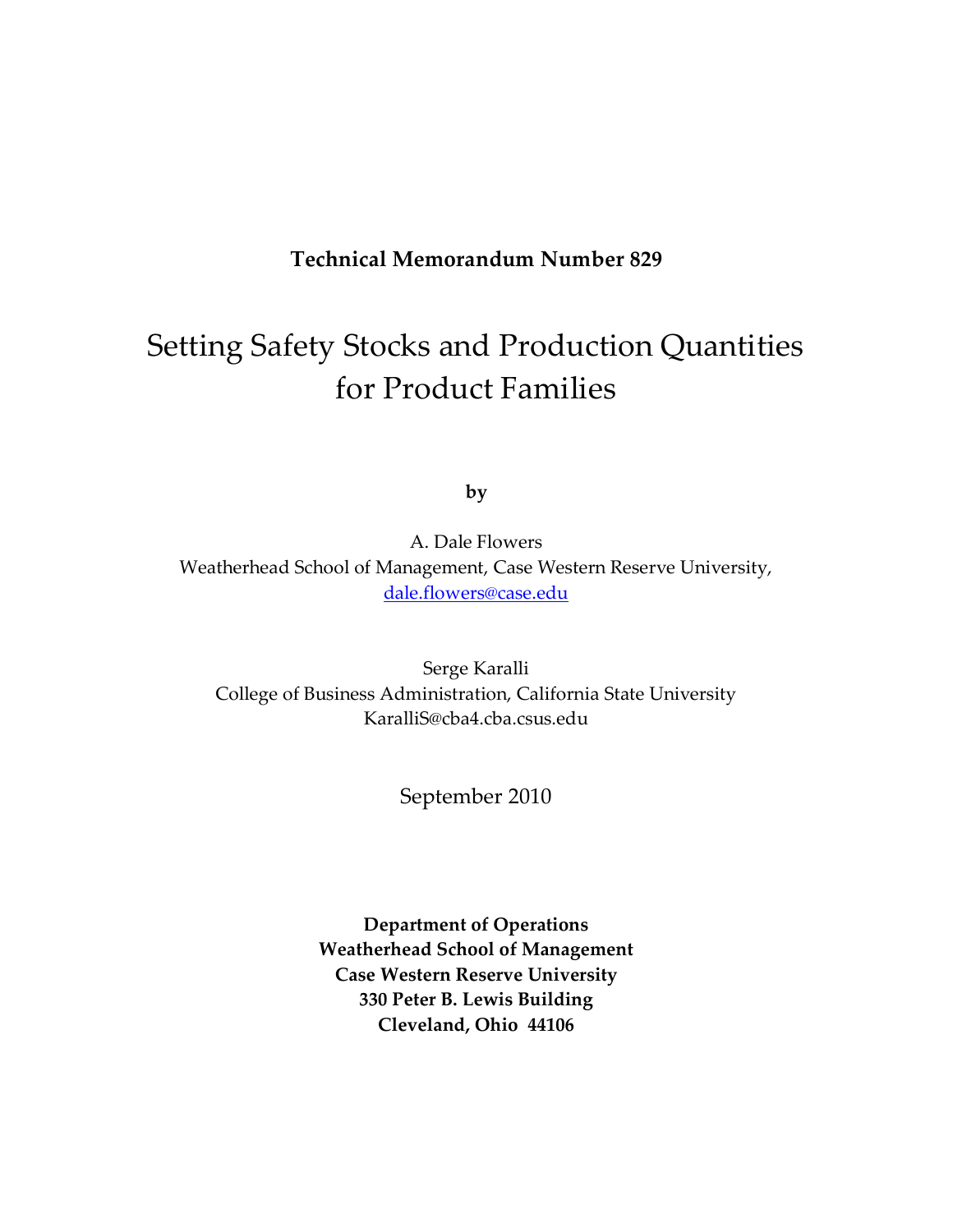**Technical Memorandum Number 829**

# Setting Safety Stocks and Production Quantities for Product Families

**by**

A. Dale Flowers
Weatherhead School of Management, Case Western Reserve University,
dale.flowers@case.edu

Serge Karalli
College of Business Administration, California State University
KaralliS@cba4.cba.csus.edu

September 2010

**Department of Operations**
**Weatherhead School of Management**
**Case Western Reserve University**
**330 Peter B. Lewis Building**
**Cleveland, Ohio 44106**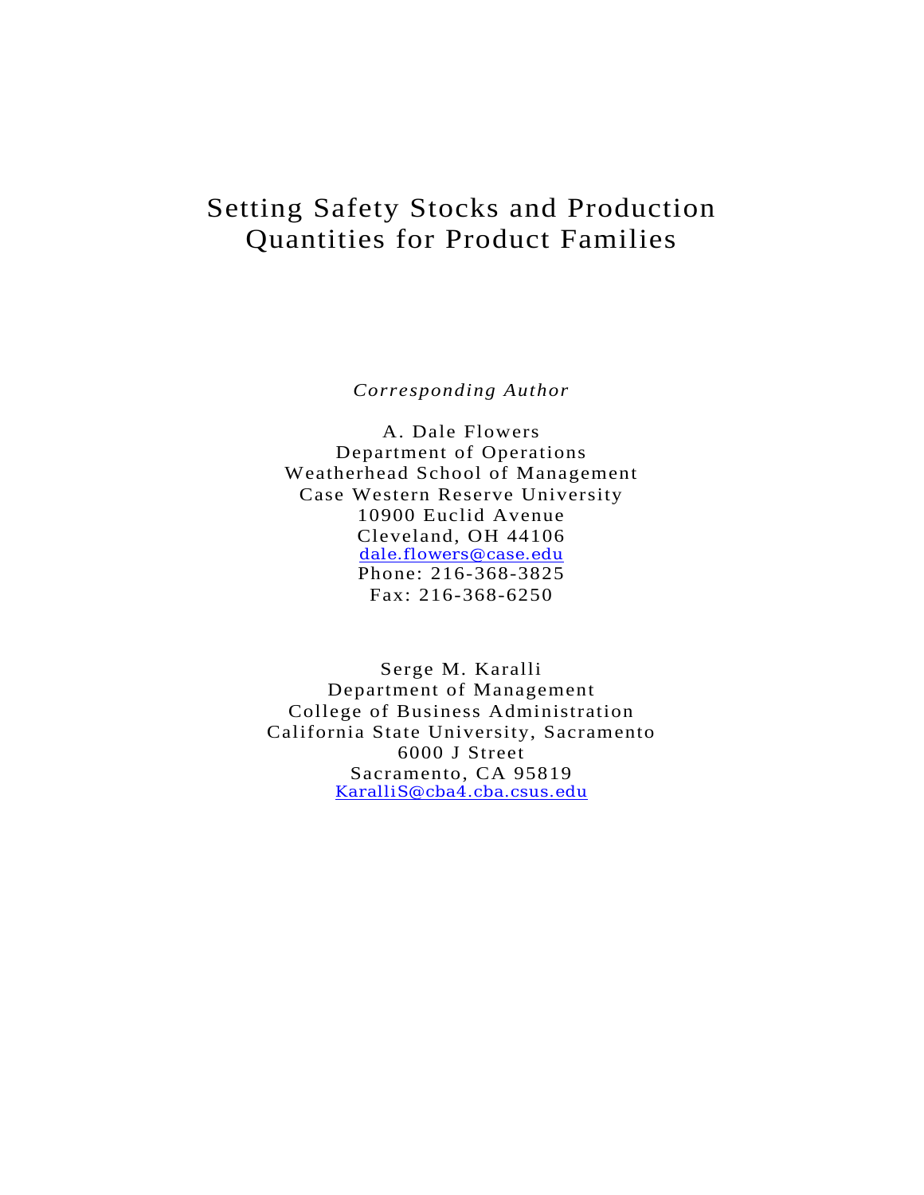# Setting Safety Stocks and Production Quantities for Product Families

*Corresponding Author*

A. Dale Flowers
Department of Operations
Weatherhead School of Management
Case Western Reserve University
10900 Euclid Avenue
Cleveland, OH 44106
dale.flowers@case.edu
Phone: 216-368-3825
Fax: 216-368-6250

Serge M. Karalli
Department of Management
College of Business Administration
California State University, Sacramento
6000 J Street
Sacramento, CA 95819
KaralliS@cba4.cba.csus.edu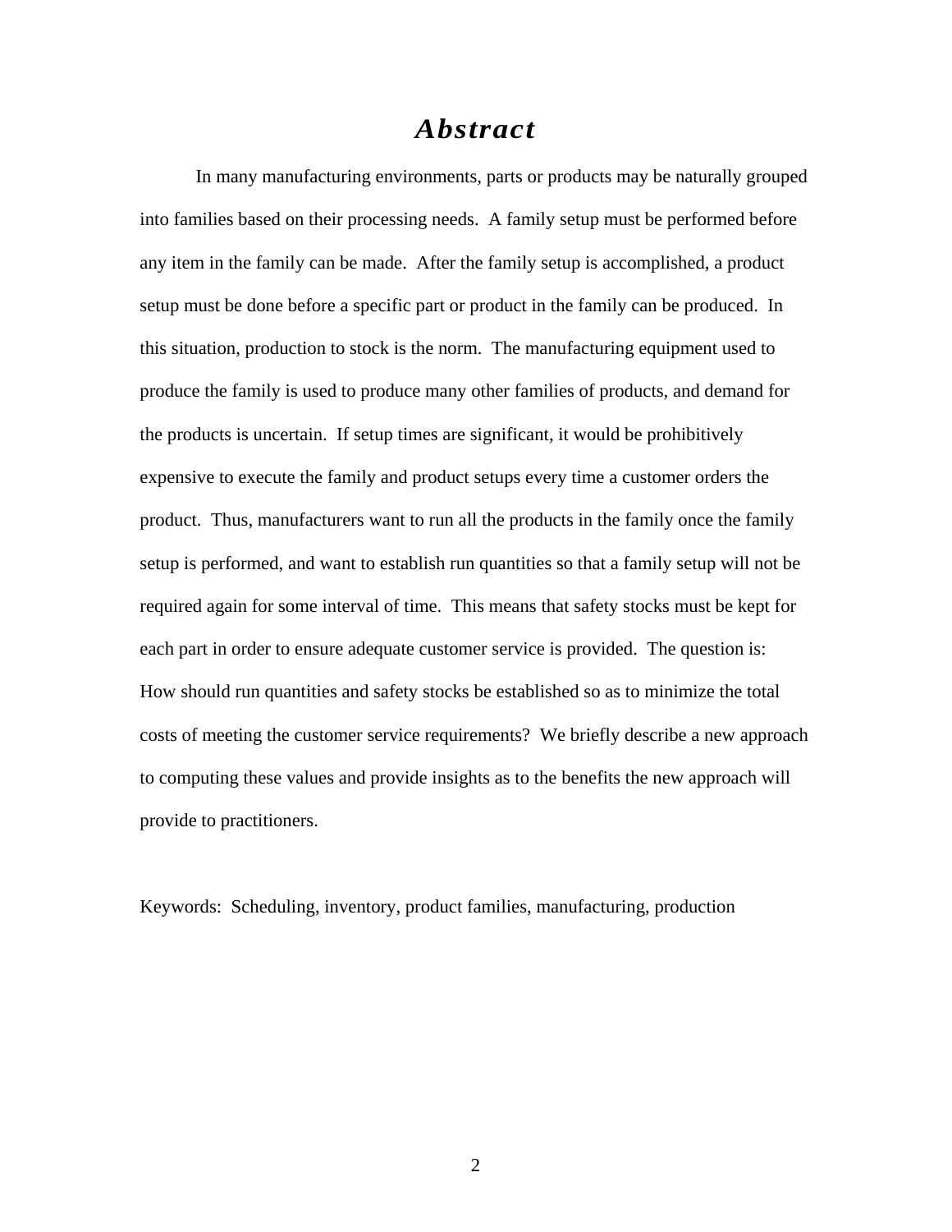# *Abstract*

In many manufacturing environments, parts or products may be naturally grouped into families based on their processing needs. A family setup must be performed before any item in the family can be made. After the family setup is accomplished, a product setup must be done before a specific part or product in the family can be produced. In this situation, production to stock is the norm. The manufacturing equipment used to produce the family is used to produce many other families of products, and demand for the products is uncertain. If setup times are significant, it would be prohibitively expensive to execute the family and product setups every time a customer orders the product. Thus, manufacturers want to run all the products in the family once the family setup is performed, and want to establish run quantities so that a family setup will not be required again for some interval of time. This means that safety stocks must be kept for each part in order to ensure adequate customer service is provided. The question is: How should run quantities and safety stocks be established so as to minimize the total costs of meeting the customer service requirements? We briefly describe a new approach to computing these values and provide insights as to the benefits the new approach will provide to practitioners.

Keywords: Scheduling, inventory, product families, manufacturing, production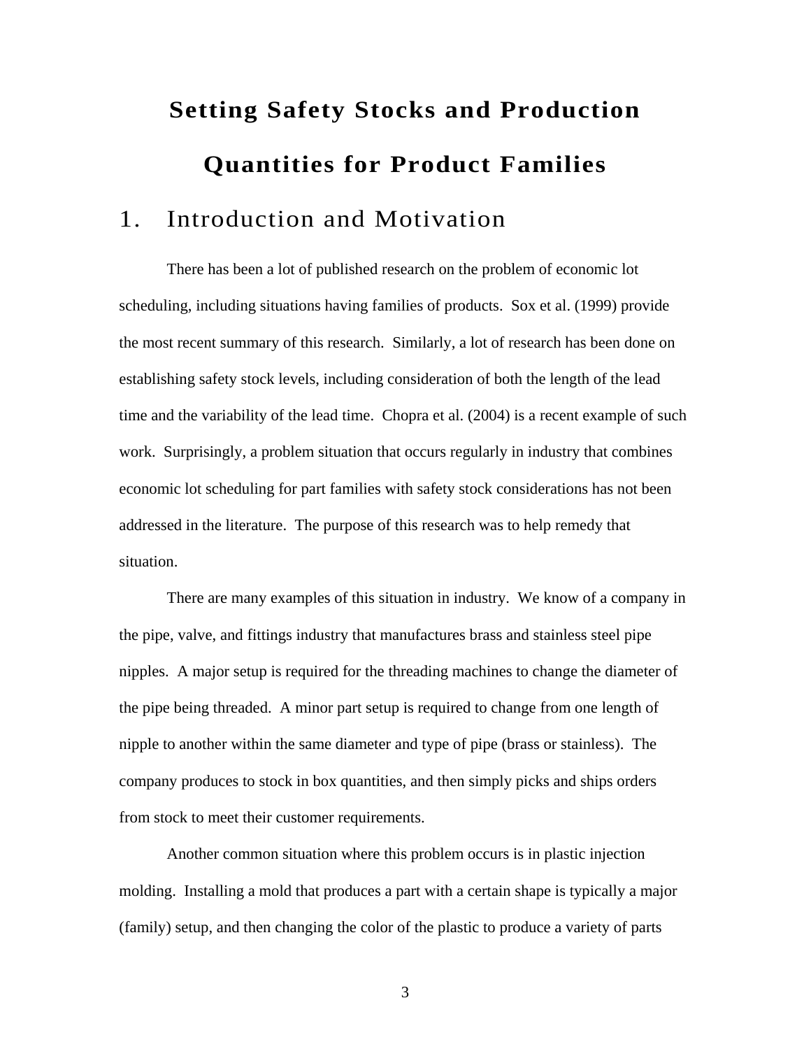# Setting Safety Stocks and Production Quantities for Product Families

## 1. Introduction and Motivation

There has been a lot of published research on the problem of economic lot scheduling, including situations having families of products. Sox et al. (1999) provide the most recent summary of this research. Similarly, a lot of research has been done on establishing safety stock levels, including consideration of both the length of the lead time and the variability of the lead time. Chopra et al. (2004) is a recent example of such work. Surprisingly, a problem situation that occurs regularly in industry that combines economic lot scheduling for part families with safety stock considerations has not been addressed in the literature. The purpose of this research was to help remedy that situation.

There are many examples of this situation in industry. We know of a company in the pipe, valve, and fittings industry that manufactures brass and stainless steel pipe nipples. A major setup is required for the threading machines to change the diameter of the pipe being threaded. A minor part setup is required to change from one length of nipple to another within the same diameter and type of pipe (brass or stainless). The company produces to stock in box quantities, and then simply picks and ships orders from stock to meet their customer requirements.

Another common situation where this problem occurs is in plastic injection molding. Installing a mold that produces a part with a certain shape is typically a major (family) setup, and then changing the color of the plastic to produce a variety of parts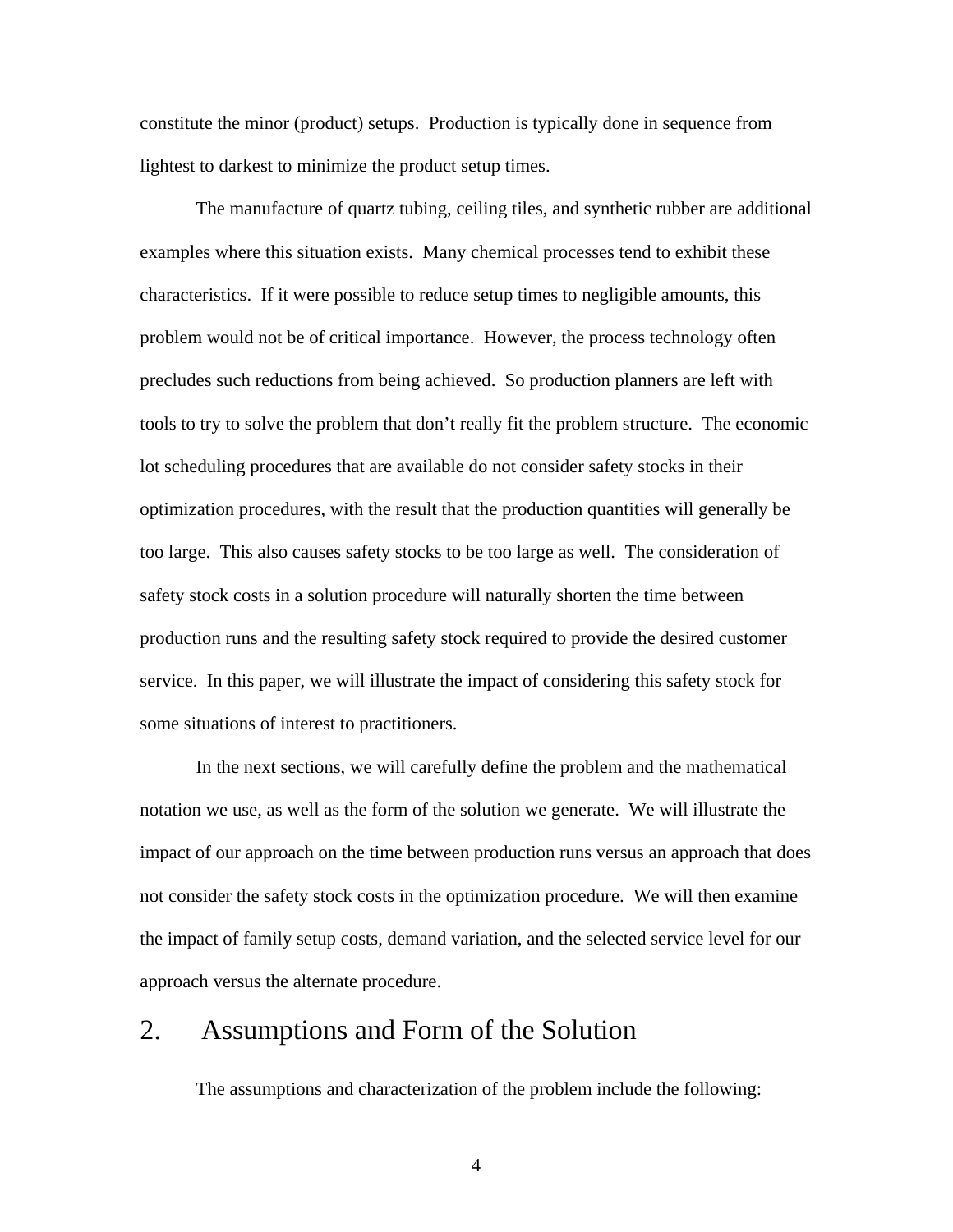constitute the minor (product) setups. Production is typically done in sequence from lightest to darkest to minimize the product setup times.

The manufacture of quartz tubing, ceiling tiles, and synthetic rubber are additional examples where this situation exists. Many chemical processes tend to exhibit these characteristics. If it were possible to reduce setup times to negligible amounts, this problem would not be of critical importance. However, the process technology often precludes such reductions from being achieved. So production planners are left with tools to try to solve the problem that don't really fit the problem structure. The economic lot scheduling procedures that are available do not consider safety stocks in their optimization procedures, with the result that the production quantities will generally be too large. This also causes safety stocks to be too large as well. The consideration of safety stock costs in a solution procedure will naturally shorten the time between production runs and the resulting safety stock required to provide the desired customer service. In this paper, we will illustrate the impact of considering this safety stock for some situations of interest to practitioners.

In the next sections, we will carefully define the problem and the mathematical notation we use, as well as the form of the solution we generate. We will illustrate the impact of our approach on the time between production runs versus an approach that does not consider the safety stock costs in the optimization procedure. We will then examine the impact of family setup costs, demand variation, and the selected service level for our approach versus the alternate procedure.

## 2. Assumptions and Form of the Solution

The assumptions and characterization of the problem include the following: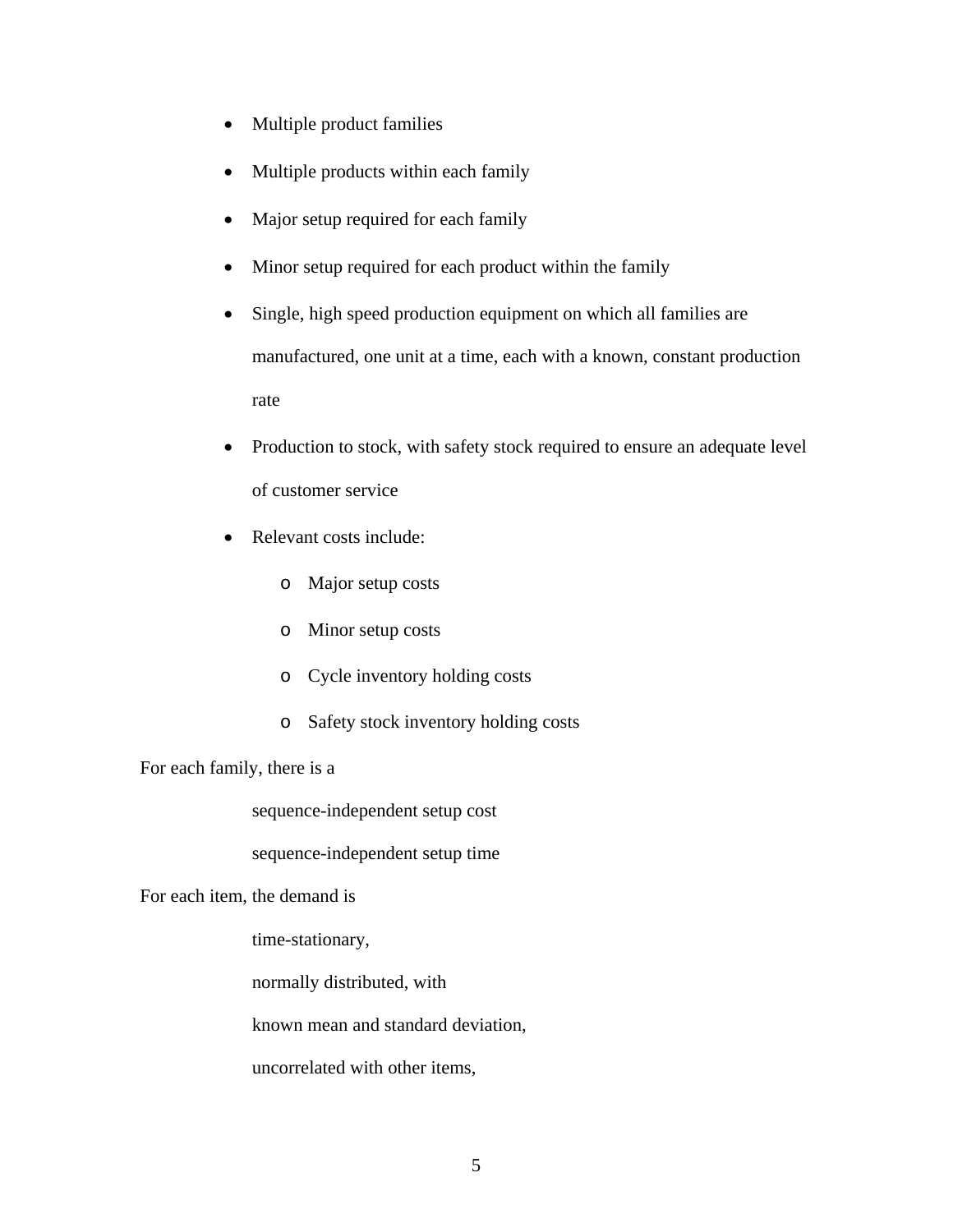- Multiple product families
- Multiple products within each family
- Major setup required for each family
- Minor setup required for each product within the family
- Single, high speed production equipment on which all families are manufactured, one unit at a time, each with a known, constant production rate
- Production to stock, with safety stock required to ensure an adequate level of customer service
- Relevant costs include:
    - Major setup costs
    - Minor setup costs
    - Cycle inventory holding costs
    - Safety stock inventory holding costs

For each family, there is a

sequence-independent setup cost

sequence-independent setup time

For each item, the demand is

time-stationary,

normally distributed, with

known mean and standard deviation,

uncorrelated with other items,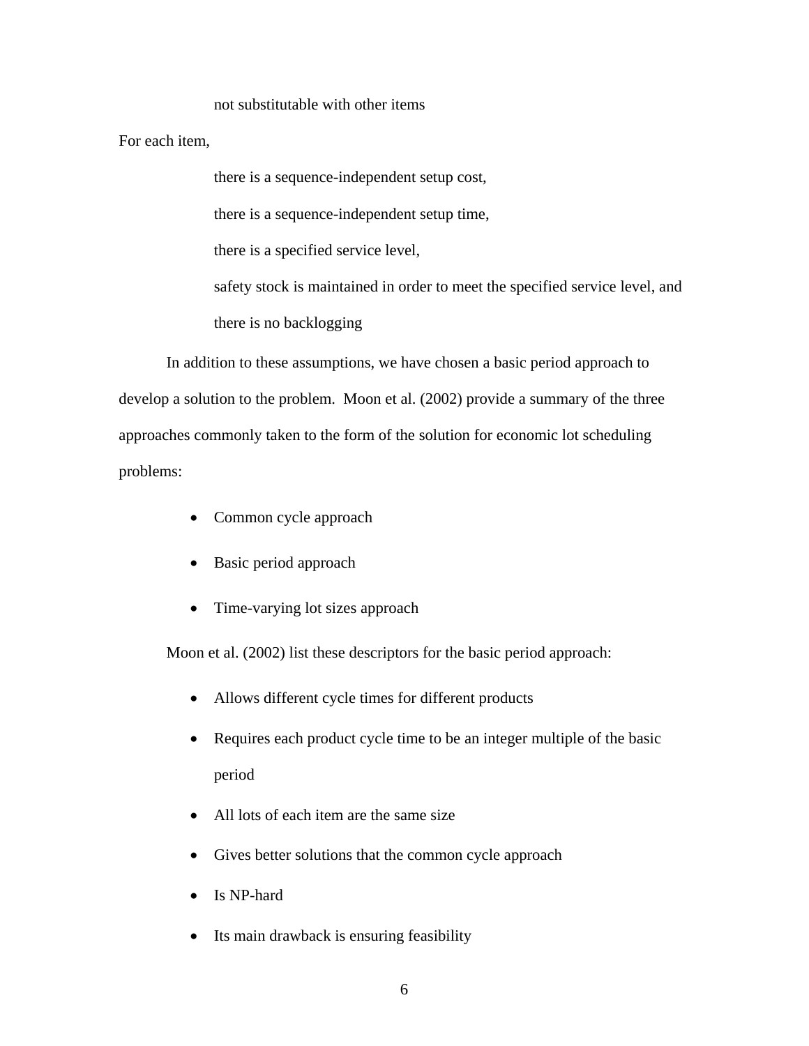not substitutable with other items

For each item,

there is a sequence-independent setup cost,

there is a sequence-independent setup time,

there is a specified service level,

safety stock is maintained in order to meet the specified service level, and

there is no backlogging

In addition to these assumptions, we have chosen a basic period approach to develop a solution to the problem. Moon et al. (2002) provide a summary of the three approaches commonly taken to the form of the solution for economic lot scheduling problems:

- Common cycle approach
- Basic period approach
- Time-varying lot sizes approach

Moon et al. (2002) list these descriptors for the basic period approach:

- Allows different cycle times for different products
- Requires each product cycle time to be an integer multiple of the basic period
- All lots of each item are the same size
- Gives better solutions that the common cycle approach
- Is NP-hard
- Its main drawback is ensuring feasibility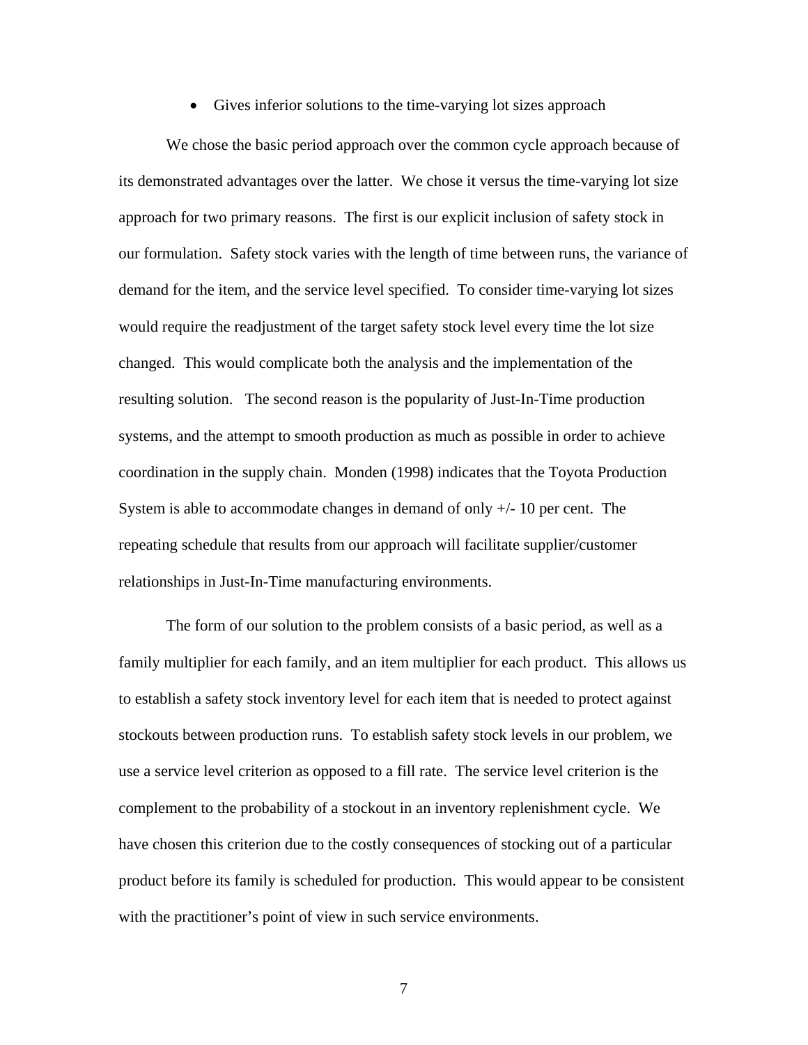- Gives inferior solutions to the time-varying lot sizes approach

We chose the basic period approach over the common cycle approach because of its demonstrated advantages over the latter. We chose it versus the time-varying lot size approach for two primary reasons. The first is our explicit inclusion of safety stock in our formulation. Safety stock varies with the length of time between runs, the variance of demand for the item, and the service level specified. To consider time-varying lot sizes would require the readjustment of the target safety stock level every time the lot size changed. This would complicate both the analysis and the implementation of the resulting solution. The second reason is the popularity of Just-In-Time production systems, and the attempt to smooth production as much as possible in order to achieve coordination in the supply chain. Monden (1998) indicates that the Toyota Production System is able to accommodate changes in demand of only +/- 10 per cent. The repeating schedule that results from our approach will facilitate supplier/customer relationships in Just-In-Time manufacturing environments.

The form of our solution to the problem consists of a basic period, as well as a family multiplier for each family, and an item multiplier for each product. This allows us to establish a safety stock inventory level for each item that is needed to protect against stockouts between production runs. To establish safety stock levels in our problem, we use a service level criterion as opposed to a fill rate. The service level criterion is the complement to the probability of a stockout in an inventory replenishment cycle. We have chosen this criterion due to the costly consequences of stocking out of a particular product before its family is scheduled for production. This would appear to be consistent with the practitioner's point of view in such service environments.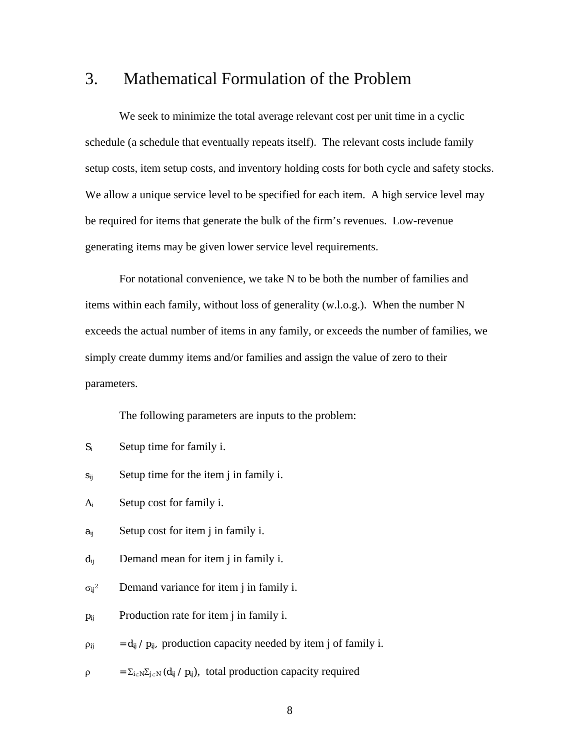## 3. Mathematical Formulation of the Problem

We seek to minimize the total average relevant cost per unit time in a cyclic schedule (a schedule that eventually repeats itself). The relevant costs include family setup costs, item setup costs, and inventory holding costs for both cycle and safety stocks. We allow a unique service level to be specified for each item. A high service level may be required for items that generate the bulk of the firm's revenues. Low-revenue generating items may be given lower service level requirements.

For notational convenience, we take N to be both the number of families and items within each family, without loss of generality (w.l.o.g.). When the number N exceeds the actual number of items in any family, or exceeds the number of families, we simply create dummy items and/or families and assign the value of zero to their parameters.

The following parameters are inputs to the problem:

$S_i$ Setup time for family i.

$s_{ij}$ Setup time for the item j in family i.

$A_i$ Setup cost for family i.

$a_{ij}$ Setup cost for item j in family i.

$d_{ij}$ Demand mean for item j in family i.

$\sigma_{ij}^2$ Demand variance for item j in family i.

$p_{ij}$ Production rate for item j in family i.

$\rho_{ij}$ $= d_{ij} / p_{ij}$, production capacity needed by item j of family i.

$\rho$ $= \Sigma_{i \in N} \Sigma_{j \in N} (d_{ij} / p_{ij})$, total production capacity required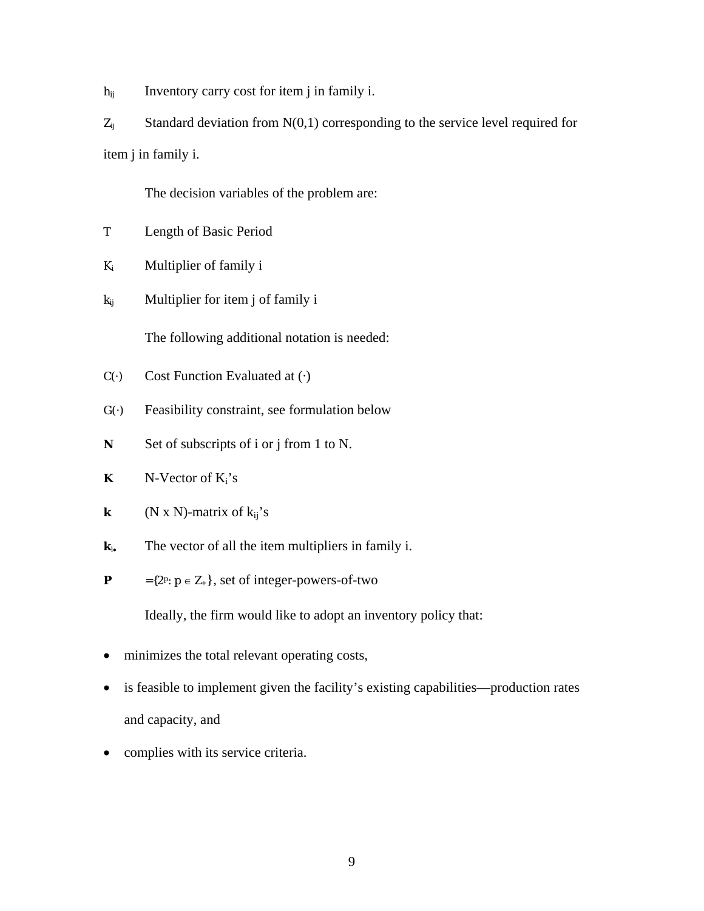$h_{ij}$ Inventory carry cost for item j in family i.

$Z_{ij}$ Standard deviation from N(0,1) corresponding to the service level required for item j in family i.

The decision variables of the problem are:

T Length of Basic Period

$K_i$ Multiplier of family i

$k_{ij}$ Multiplier for item j of family i

The following additional notation is needed:

$C(\cdot)$ Cost Function Evaluated at $(\cdot)$

$G(\cdot)$ Feasibility constraint, see formulation below

**N** Set of subscripts of i or j from 1 to N.

**K** N-Vector of $K_i$'s

**k** (N x N)-matrix of $k_{ij}$'s

$\mathbf{k_{i\bullet}}$ The vector of all the item multipliers in family i.

**P** $=\{2^p: p \in Z_+\}$, set of integer-powers-of-two

Ideally, the firm would like to adopt an inventory policy that:

- minimizes the total relevant operating costs,
- is feasible to implement given the facility's existing capabilities—production rates and capacity, and
- complies with its service criteria.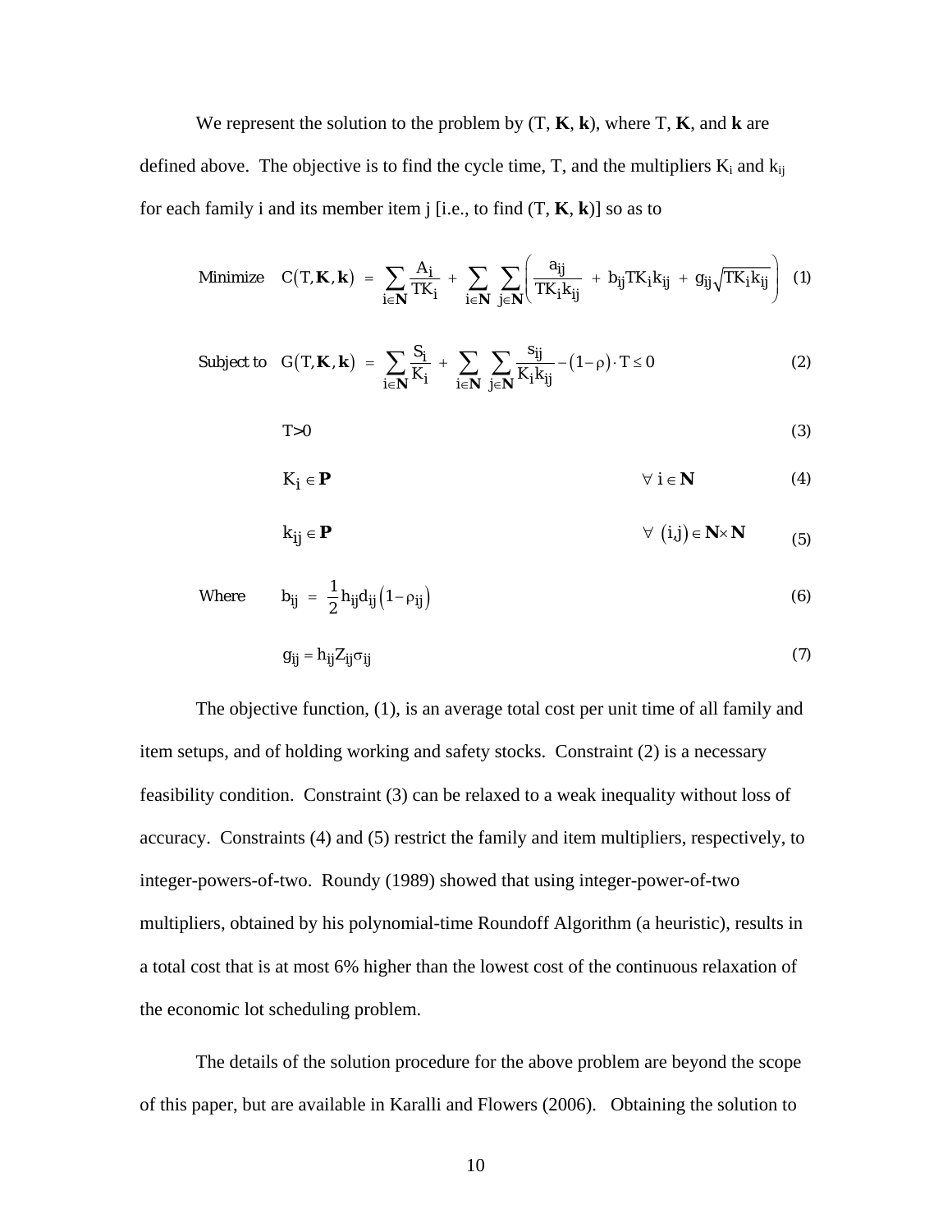We represent the solution to the problem by (T, **K**, **k**), where T, **K**, and **k** are defined above. The objective is to find the cycle time, T, and the multipliers $K_i$ and $k_{ij}$ for each family i and its member item j [i.e., to find (T, **K**, **k**)] so as to

$$\text{Minimize} \quad C(T, \mathbf{K}, \mathbf{k}) = \sum_{i \in \mathbf{N}} \frac{A_i}{TK_i} + \sum_{i \in \mathbf{N}} \sum_{j \in \mathbf{N}} \left( \frac{a_{ij}}{TK_i k_{ij}} + b_{ij} TK_i k_{ij} + g_{ij} \sqrt{TK_i k_{ij}} \right) \quad (1)$$

$$\text{Subject to} \quad G(T, \mathbf{K}, \mathbf{k}) = \sum_{i \in \mathbf{N}} \frac{S_i}{K_i} + \sum_{i \in \mathbf{N}} \sum_{j \in \mathbf{N}} \frac{s_{ij}}{K_i k_{ij}} - (1-\rho) \cdot T \leq 0 \quad (2)$$

$$T > 0 \quad (3)$$

$$K_i \in \mathbf{P} \qquad \forall\ i \in \mathbf{N} \quad (4)$$

$$k_{ij} \in \mathbf{P} \qquad \forall\ (i,j) \in \mathbf{N} \times \mathbf{N} \quad (5)$$

$$\text{Where} \quad b_{ij} = \frac{1}{2} h_{ij} d_{ij} \left(1 - \rho_{ij}\right) \quad (6)$$

$$g_{ij} = h_{ij} Z_{ij} \sigma_{ij} \quad (7)$$

The objective function, (1), is an average total cost per unit time of all family and item setups, and of holding working and safety stocks. Constraint (2) is a necessary feasibility condition. Constraint (3) can be relaxed to a weak inequality without loss of accuracy. Constraints (4) and (5) restrict the family and item multipliers, respectively, to integer-powers-of-two. Roundy (1989) showed that using integer-power-of-two multipliers, obtained by his polynomial-time Roundoff Algorithm (a heuristic), results in a total cost that is at most 6% higher than the lowest cost of the continuous relaxation of the economic lot scheduling problem.

The details of the solution procedure for the above problem are beyond the scope of this paper, but are available in Karalli and Flowers (2006). Obtaining the solution to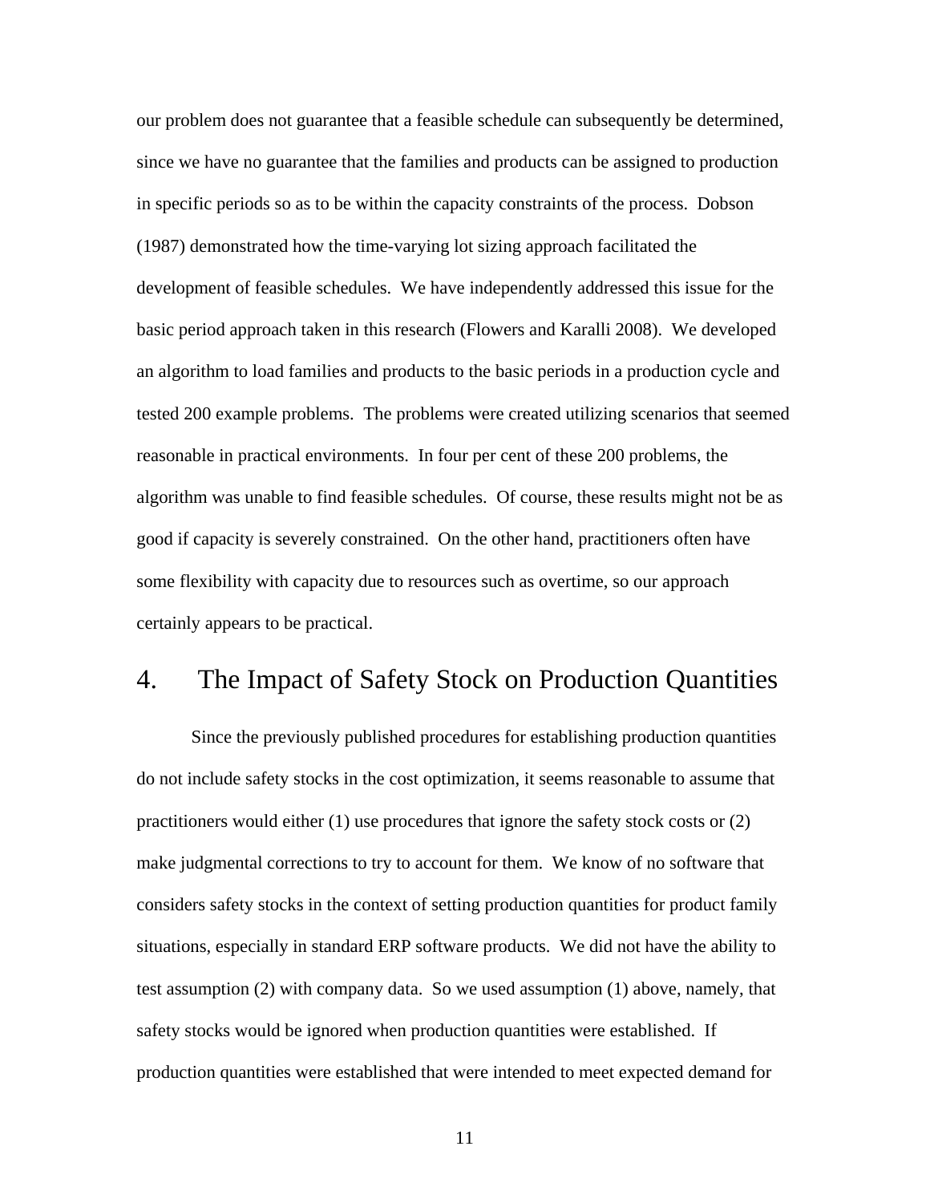our problem does not guarantee that a feasible schedule can subsequently be determined, since we have no guarantee that the families and products can be assigned to production in specific periods so as to be within the capacity constraints of the process. Dobson (1987) demonstrated how the time-varying lot sizing approach facilitated the development of feasible schedules. We have independently addressed this issue for the basic period approach taken in this research (Flowers and Karalli 2008). We developed an algorithm to load families and products to the basic periods in a production cycle and tested 200 example problems. The problems were created utilizing scenarios that seemed reasonable in practical environments. In four per cent of these 200 problems, the algorithm was unable to find feasible schedules. Of course, these results might not be as good if capacity is severely constrained. On the other hand, practitioners often have some flexibility with capacity due to resources such as overtime, so our approach certainly appears to be practical.

## 4. The Impact of Safety Stock on Production Quantities

Since the previously published procedures for establishing production quantities do not include safety stocks in the cost optimization, it seems reasonable to assume that practitioners would either (1) use procedures that ignore the safety stock costs or (2) make judgmental corrections to try to account for them. We know of no software that considers safety stocks in the context of setting production quantities for product family situations, especially in standard ERP software products. We did not have the ability to test assumption (2) with company data. So we used assumption (1) above, namely, that safety stocks would be ignored when production quantities were established. If production quantities were established that were intended to meet expected demand for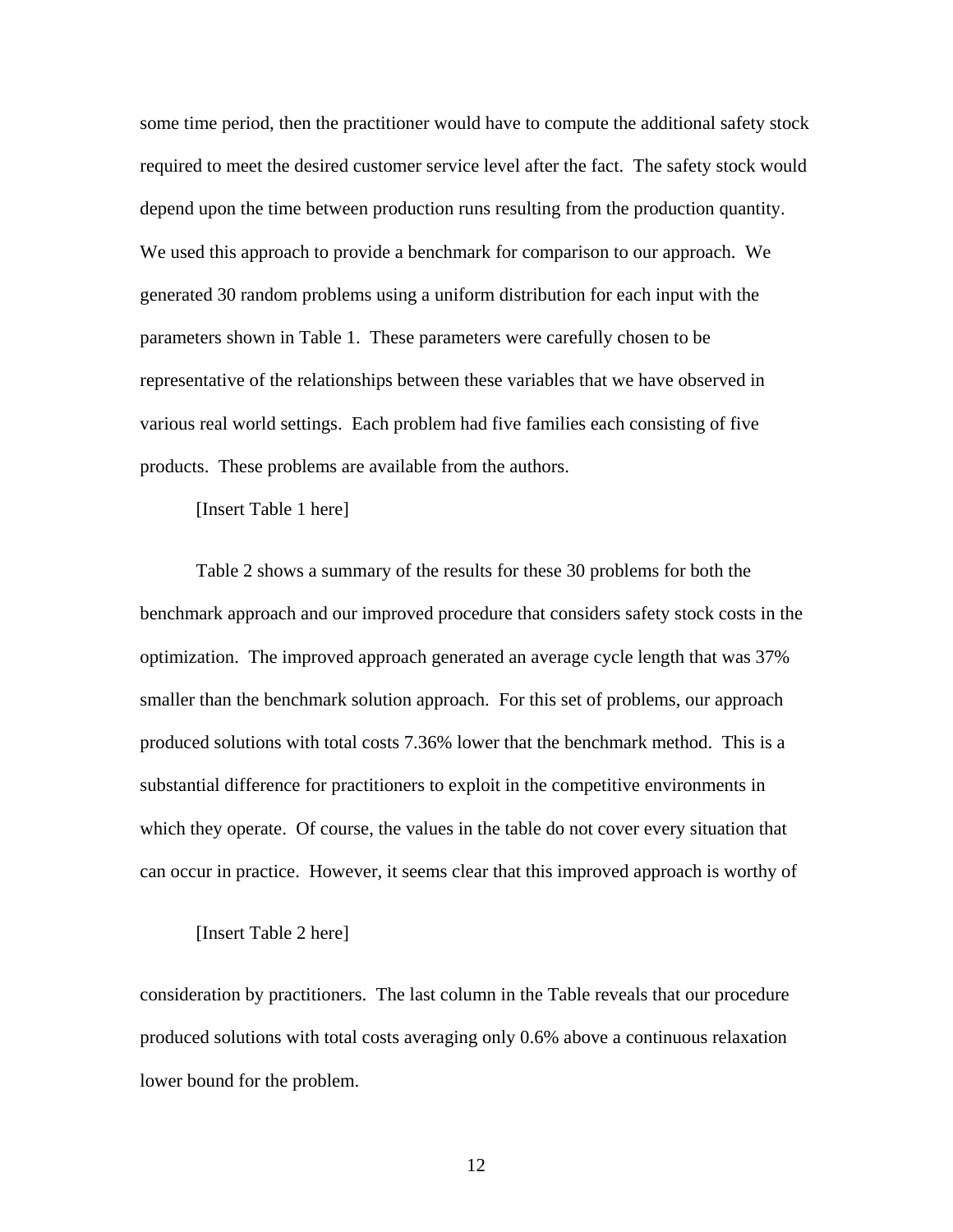some time period, then the practitioner would have to compute the additional safety stock required to meet the desired customer service level after the fact. The safety stock would depend upon the time between production runs resulting from the production quantity. We used this approach to provide a benchmark for comparison to our approach. We generated 30 random problems using a uniform distribution for each input with the parameters shown in Table 1. These parameters were carefully chosen to be representative of the relationships between these variables that we have observed in various real world settings. Each problem had five families each consisting of five products. These problems are available from the authors.

[Insert Table 1 here]

Table 2 shows a summary of the results for these 30 problems for both the benchmark approach and our improved procedure that considers safety stock costs in the optimization. The improved approach generated an average cycle length that was 37% smaller than the benchmark solution approach. For this set of problems, our approach produced solutions with total costs 7.36% lower that the benchmark method. This is a substantial difference for practitioners to exploit in the competitive environments in which they operate. Of course, the values in the table do not cover every situation that can occur in practice. However, it seems clear that this improved approach is worthy of

[Insert Table 2 here]

consideration by practitioners. The last column in the Table reveals that our procedure produced solutions with total costs averaging only 0.6% above a continuous relaxation lower bound for the problem.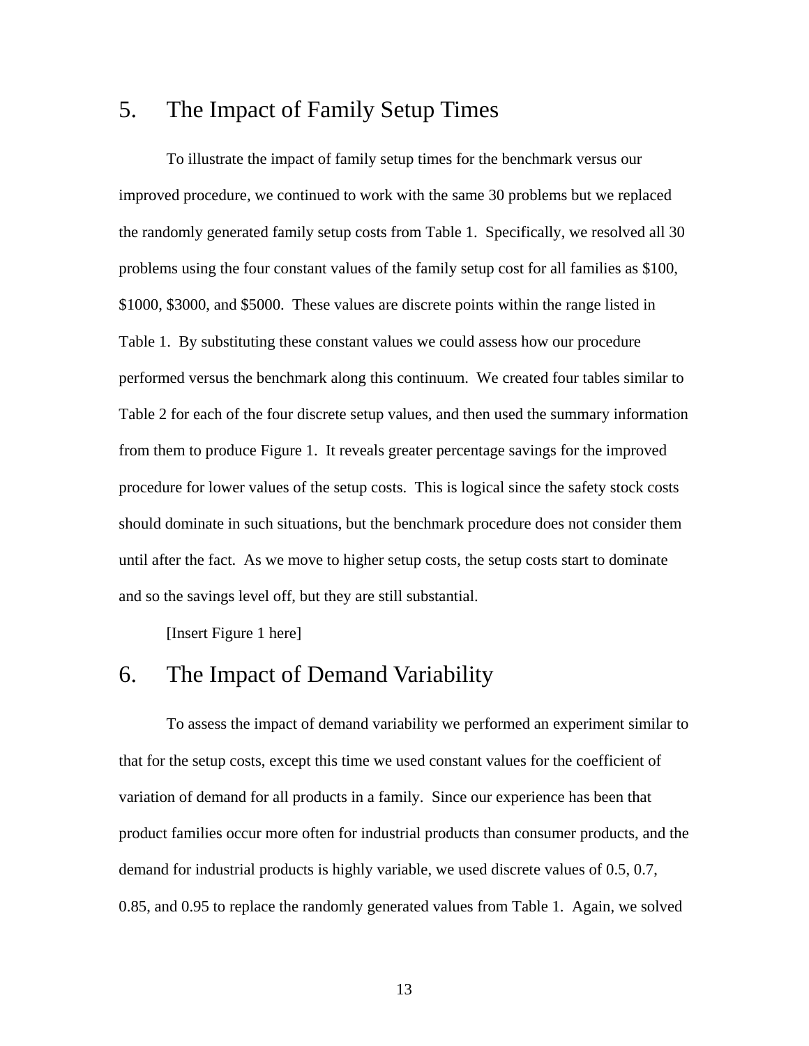## 5. The Impact of Family Setup Times

To illustrate the impact of family setup times for the benchmark versus our improved procedure, we continued to work with the same 30 problems but we replaced the randomly generated family setup costs from Table 1. Specifically, we resolved all 30 problems using the four constant values of the family setup cost for all families as $100, $1000, $3000, and $5000. These values are discrete points within the range listed in Table 1. By substituting these constant values we could assess how our procedure performed versus the benchmark along this continuum. We created four tables similar to Table 2 for each of the four discrete setup values, and then used the summary information from them to produce Figure 1. It reveals greater percentage savings for the improved procedure for lower values of the setup costs. This is logical since the safety stock costs should dominate in such situations, but the benchmark procedure does not consider them until after the fact. As we move to higher setup costs, the setup costs start to dominate and so the savings level off, but they are still substantial.

[Insert Figure 1 here]

## 6. The Impact of Demand Variability

To assess the impact of demand variability we performed an experiment similar to that for the setup costs, except this time we used constant values for the coefficient of variation of demand for all products in a family. Since our experience has been that product families occur more often for industrial products than consumer products, and the demand for industrial products is highly variable, we used discrete values of 0.5, 0.7, 0.85, and 0.95 to replace the randomly generated values from Table 1. Again, we solved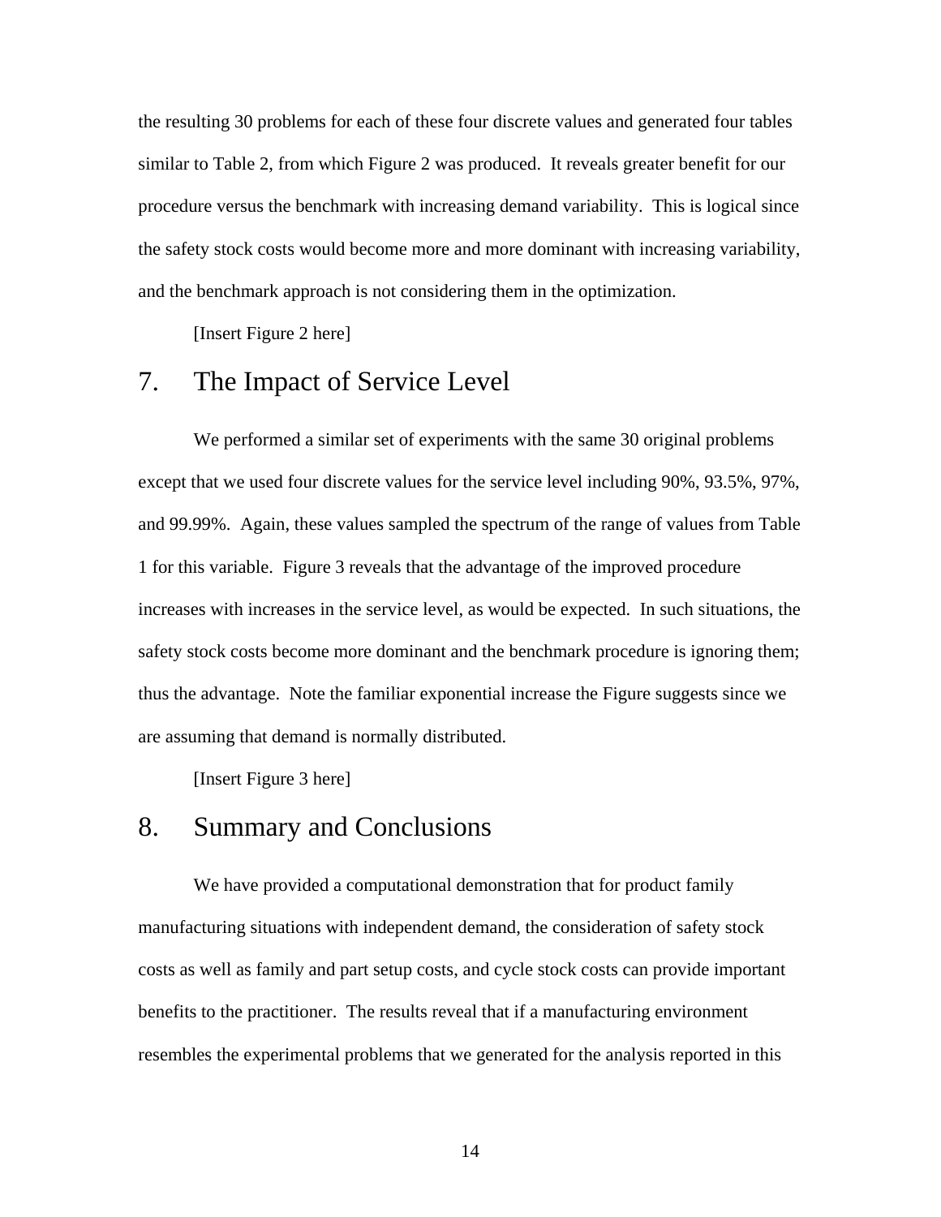the resulting 30 problems for each of these four discrete values and generated four tables similar to Table 2, from which Figure 2 was produced. It reveals greater benefit for our procedure versus the benchmark with increasing demand variability. This is logical since the safety stock costs would become more and more dominant with increasing variability, and the benchmark approach is not considering them in the optimization.

[Insert Figure 2 here]

## 7. The Impact of Service Level

We performed a similar set of experiments with the same 30 original problems except that we used four discrete values for the service level including 90%, 93.5%, 97%, and 99.99%. Again, these values sampled the spectrum of the range of values from Table 1 for this variable. Figure 3 reveals that the advantage of the improved procedure increases with increases in the service level, as would be expected. In such situations, the safety stock costs become more dominant and the benchmark procedure is ignoring them; thus the advantage. Note the familiar exponential increase the Figure suggests since we are assuming that demand is normally distributed.

[Insert Figure 3 here]

## 8. Summary and Conclusions

We have provided a computational demonstration that for product family manufacturing situations with independent demand, the consideration of safety stock costs as well as family and part setup costs, and cycle stock costs can provide important benefits to the practitioner. The results reveal that if a manufacturing environment resembles the experimental problems that we generated for the analysis reported in this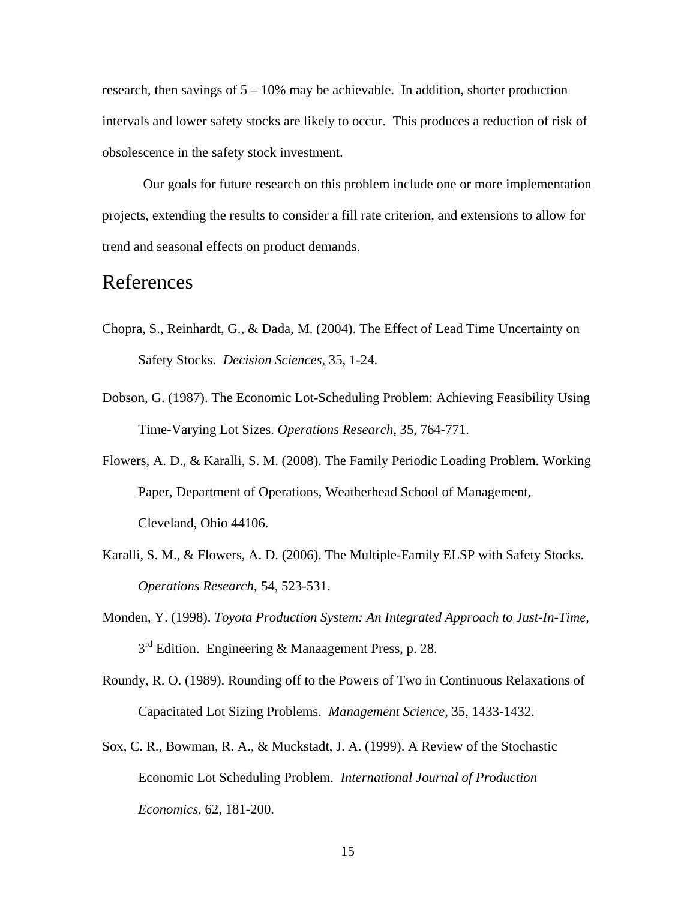research, then savings of 5 – 10% may be achievable. In addition, shorter production intervals and lower safety stocks are likely to occur. This produces a reduction of risk of obsolescence in the safety stock investment.

Our goals for future research on this problem include one or more implementation projects, extending the results to consider a fill rate criterion, and extensions to allow for trend and seasonal effects on product demands.

# References

Chopra, S., Reinhardt, G., & Dada, M. (2004). The Effect of Lead Time Uncertainty on Safety Stocks. *Decision Sciences,* 35, 1-24.

Dobson, G. (1987). The Economic Lot-Scheduling Problem: Achieving Feasibility Using Time-Varying Lot Sizes. *Operations Research*, 35, 764-771.

Flowers, A. D., & Karalli, S. M. (2008). The Family Periodic Loading Problem. Working Paper, Department of Operations, Weatherhead School of Management, Cleveland, Ohio 44106.

Karalli, S. M., & Flowers, A. D. (2006). The Multiple-Family ELSP with Safety Stocks. *Operations Research*, 54, 523-531.

Monden, Y. (1998). *Toyota Production System: An Integrated Approach to Just-In-Time*, 3rd Edition. Engineering & Manaagement Press, p. 28.

Roundy, R. O. (1989). Rounding off to the Powers of Two in Continuous Relaxations of Capacitated Lot Sizing Problems. *Management Science*, 35, 1433-1432.

Sox, C. R., Bowman, R. A., & Muckstadt, J. A. (1999). A Review of the Stochastic Economic Lot Scheduling Problem. *International Journal of Production Economics*, 62, 181-200.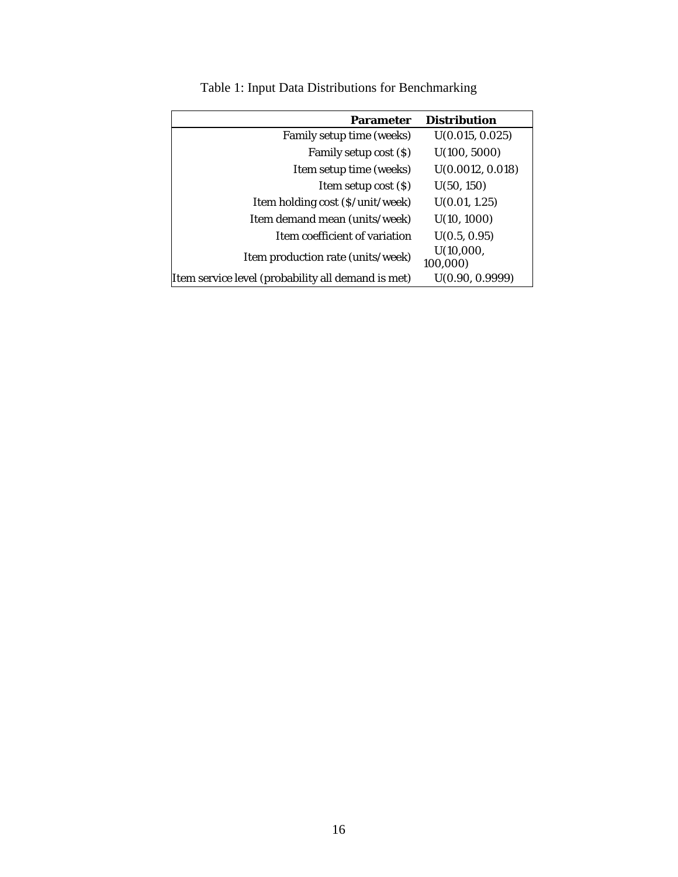Table 1: Input Data Distributions for Benchmarking

| Parameter | Distribution |
|---|---|
| Family setup time (weeks) | U(0.015, 0.025) |
| Family setup cost ($) | U(100, 5000) |
| Item setup time (weeks) | U(0.0012, 0.018) |
| Item setup cost ($) | U(50, 150) |
| Item holding cost ($/unit/week) | U(0.01, 1.25) |
| Item demand mean (units/week) | U(10, 1000) |
| Item coefficient of variation | U(0.5, 0.95) |
| Item production rate (units/week) | U(10,000, 100,000) |
| Item service level (probability all demand is met) | U(0.90, 0.9999) |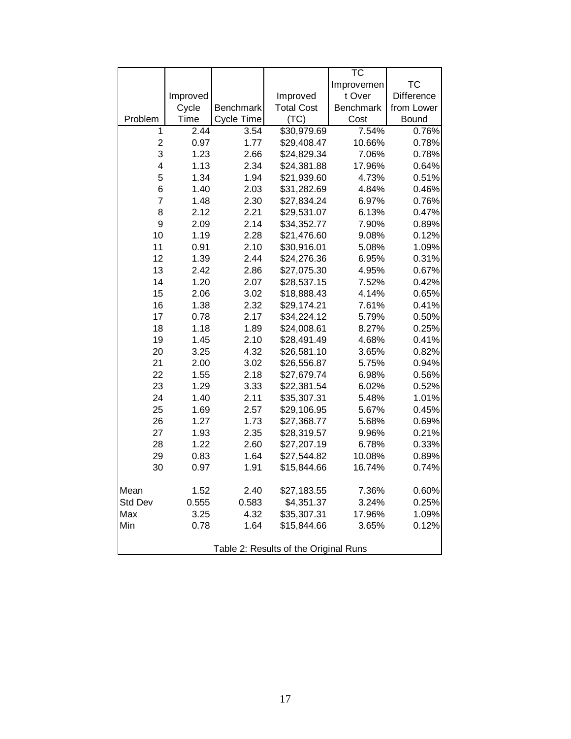| Problem | Improved Cycle Time | Benchmark Cycle Time | Improved Total Cost (TC) | TC Improvement Over Benchmark Cost | TC Difference from Lower Bound |
|---|---|---|---|---|---|
| 1 | 2.44 | 3.54 | $30,979.69 | 7.54% | 0.76% |
| 2 | 0.97 | 1.77 | $29,408.47 | 10.66% | 0.78% |
| 3 | 1.23 | 2.66 | $24,829.34 | 7.06% | 0.78% |
| 4 | 1.13 | 2.34 | $24,381.88 | 17.96% | 0.64% |
| 5 | 1.34 | 1.94 | $21,939.60 | 4.73% | 0.51% |
| 6 | 1.40 | 2.03 | $31,282.69 | 4.84% | 0.46% |
| 7 | 1.48 | 2.30 | $27,834.24 | 6.97% | 0.76% |
| 8 | 2.12 | 2.21 | $29,531.07 | 6.13% | 0.47% |
| 9 | 2.09 | 2.14 | $34,352.77 | 7.90% | 0.89% |
| 10 | 1.19 | 2.28 | $21,476.60 | 9.08% | 0.12% |
| 11 | 0.91 | 2.10 | $30,916.01 | 5.08% | 1.09% |
| 12 | 1.39 | 2.44 | $24,276.36 | 6.95% | 0.31% |
| 13 | 2.42 | 2.86 | $27,075.30 | 4.95% | 0.67% |
| 14 | 1.20 | 2.07 | $28,537.15 | 7.52% | 0.42% |
| 15 | 2.06 | 3.02 | $18,888.43 | 4.14% | 0.65% |
| 16 | 1.38 | 2.32 | $29,174.21 | 7.61% | 0.41% |
| 17 | 0.78 | 2.17 | $34,224.12 | 5.79% | 0.50% |
| 18 | 1.18 | 1.89 | $24,008.61 | 8.27% | 0.25% |
| 19 | 1.45 | 2.10 | $28,491.49 | 4.68% | 0.41% |
| 20 | 3.25 | 4.32 | $26,581.10 | 3.65% | 0.82% |
| 21 | 2.00 | 3.02 | $26,556.87 | 5.75% | 0.94% |
| 22 | 1.55 | 2.18 | $27,679.74 | 6.98% | 0.56% |
| 23 | 1.29 | 3.33 | $22,381.54 | 6.02% | 0.52% |
| 24 | 1.40 | 2.11 | $35,307.31 | 5.48% | 1.01% |
| 25 | 1.69 | 2.57 | $29,106.95 | 5.67% | 0.45% |
| 26 | 1.27 | 1.73 | $27,368.77 | 5.68% | 0.69% |
| 27 | 1.93 | 2.35 | $28,319.57 | 9.96% | 0.21% |
| 28 | 1.22 | 2.60 | $27,207.19 | 6.78% | 0.33% |
| 29 | 0.83 | 1.64 | $27,544.82 | 10.08% | 0.89% |
| 30 | 0.97 | 1.91 | $15,844.66 | 16.74% | 0.74% |
| Mean | 1.52 | 2.40 | $27,183.55 | 7.36% | 0.60% |
| Std Dev | 0.555 | 0.583 | $4,351.37 | 3.24% | 0.25% |
| Max | 3.25 | 4.32 | $35,307.31 | 17.96% | 1.09% |
| Min | 0.78 | 1.64 | $15,844.66 | 3.65% | 0.12% |

Table 2: Results of the Original Runs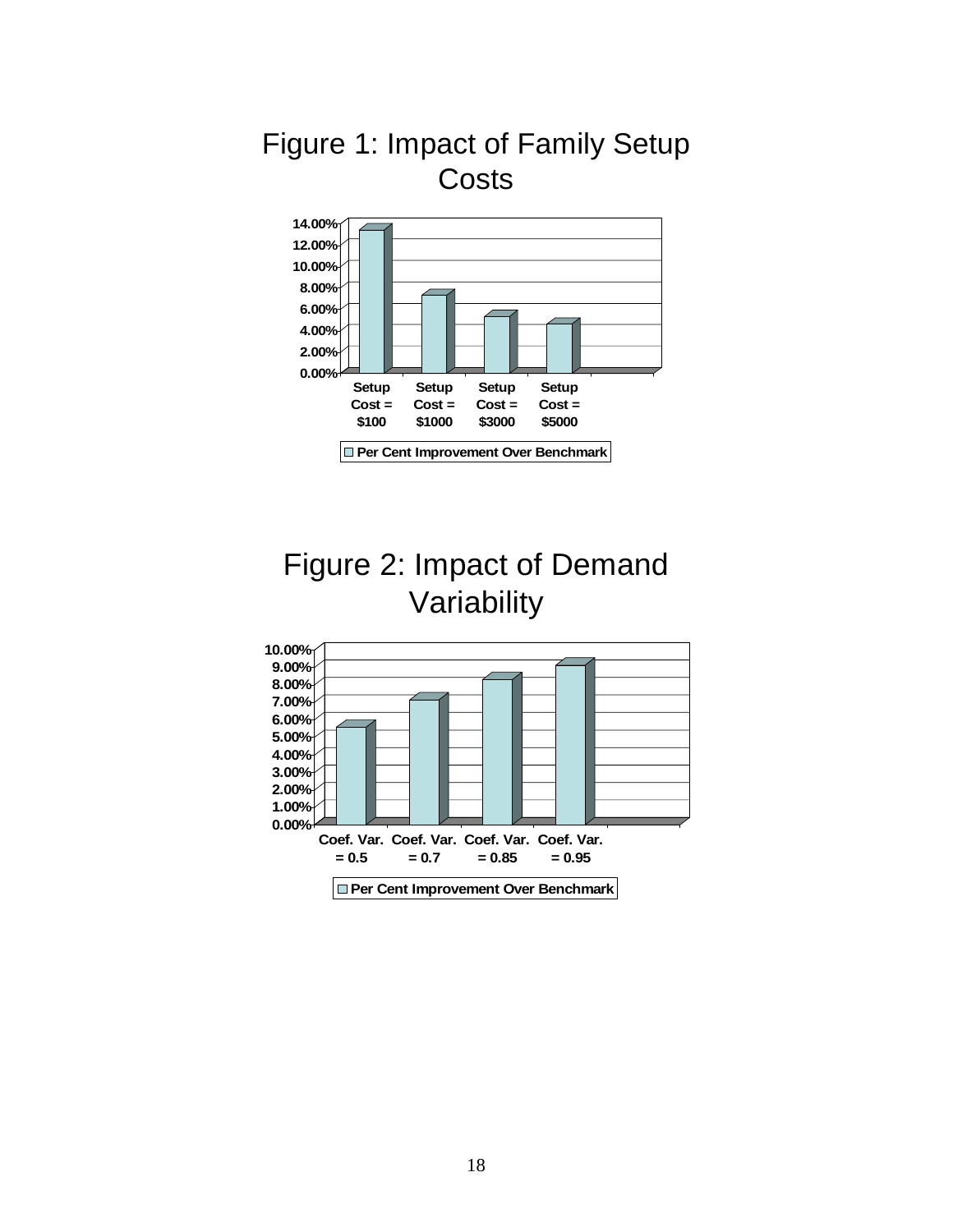# Figure 1: Impact of Family Setup Costs

| | Setup Cost = $100 | Setup Cost = $1000 | Setup Cost = $3000 | Setup Cost = $5000 |
|---|---|---|---|---|

Per Cent Improvement Over Benchmark

# Figure 2: Impact of Demand Variability

| | Coef. Var. = 0.5 | Coef. Var. = 0.7 | Coef. Var. = 0.85 | Coef. Var. = 0.95 |
|---|---|---|---|---|

Per Cent Improvement Over Benchmark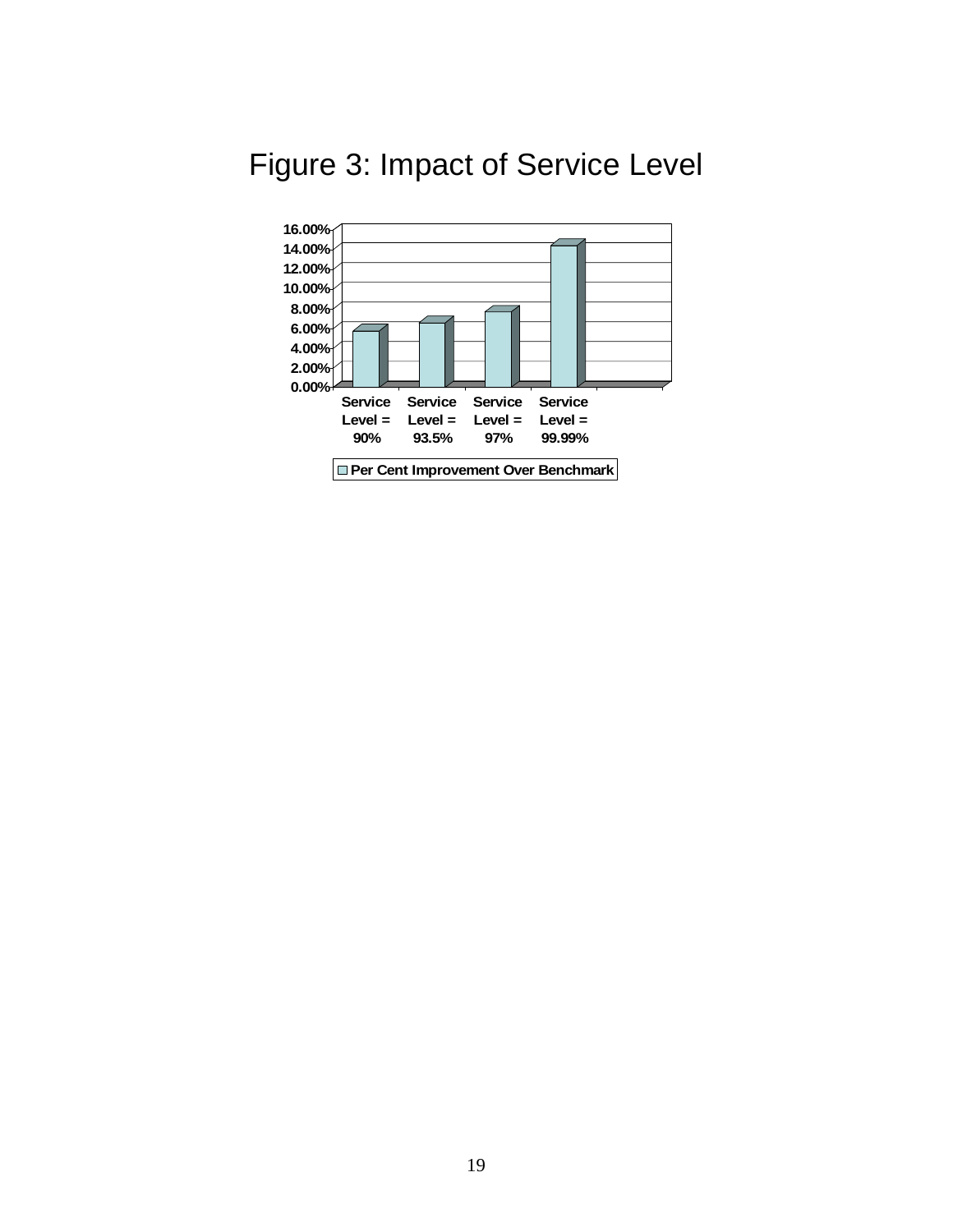# Figure 3: Impact of Service Level

16.00%
14.00%
12.00%
10.00%
8.00%
6.00%
4.00%
2.00%
0.00%

Service Level = 90%
Service Level = 93.5%
Service Level = 97%
Service Level = 99.99%

Per Cent Improvement Over Benchmark